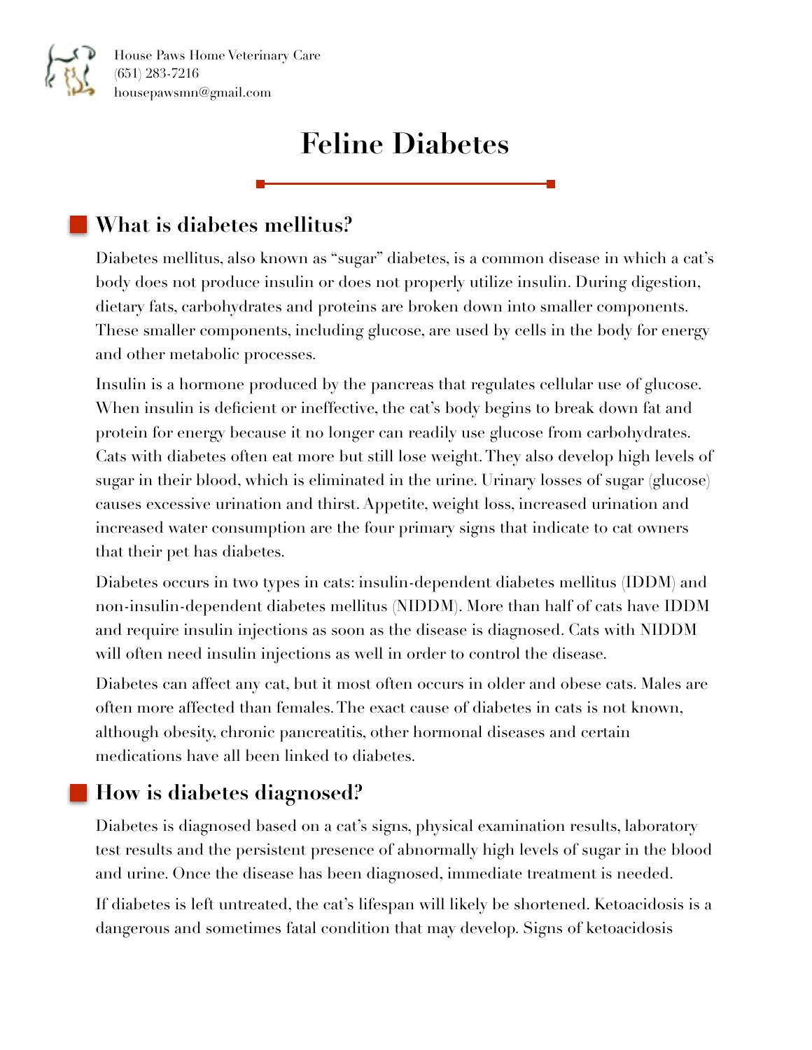House Paws Home Veterinary Care
(651) 283-7216
housepawsmn@gmail.com

# Feline Diabetes

## What is diabetes mellitus?

Diabetes mellitus, also known as "sugar" diabetes, is a common disease in which a cat's body does not produce insulin or does not properly utilize insulin. During digestion, dietary fats, carbohydrates and proteins are broken down into smaller components. These smaller components, including glucose, are used by cells in the body for energy and other metabolic processes.

Insulin is a hormone produced by the pancreas that regulates cellular use of glucose. When insulin is deficient or ineffective, the cat's body begins to break down fat and protein for energy because it no longer can readily use glucose from carbohydrates. Cats with diabetes often eat more but still lose weight. They also develop high levels of sugar in their blood, which is eliminated in the urine. Urinary losses of sugar (glucose) causes excessive urination and thirst. Appetite, weight loss, increased urination and increased water consumption are the four primary signs that indicate to cat owners that their pet has diabetes.

Diabetes occurs in two types in cats: insulin-dependent diabetes mellitus (IDDM) and non-insulin-dependent diabetes mellitus (NIDDM). More than half of cats have IDDM and require insulin injections as soon as the disease is diagnosed. Cats with NIDDM will often need insulin injections as well in order to control the disease.

Diabetes can affect any cat, but it most often occurs in older and obese cats. Males are often more affected than females. The exact cause of diabetes in cats is not known, although obesity, chronic pancreatitis, other hormonal diseases and certain medications have all been linked to diabetes.

## How is diabetes diagnosed?

Diabetes is diagnosed based on a cat's signs, physical examination results, laboratory test results and the persistent presence of abnormally high levels of sugar in the blood and urine. Once the disease has been diagnosed, immediate treatment is needed.

If diabetes is left untreated, the cat's lifespan will likely be shortened. Ketoacidosis is a dangerous and sometimes fatal condition that may develop. Signs of ketoacidosis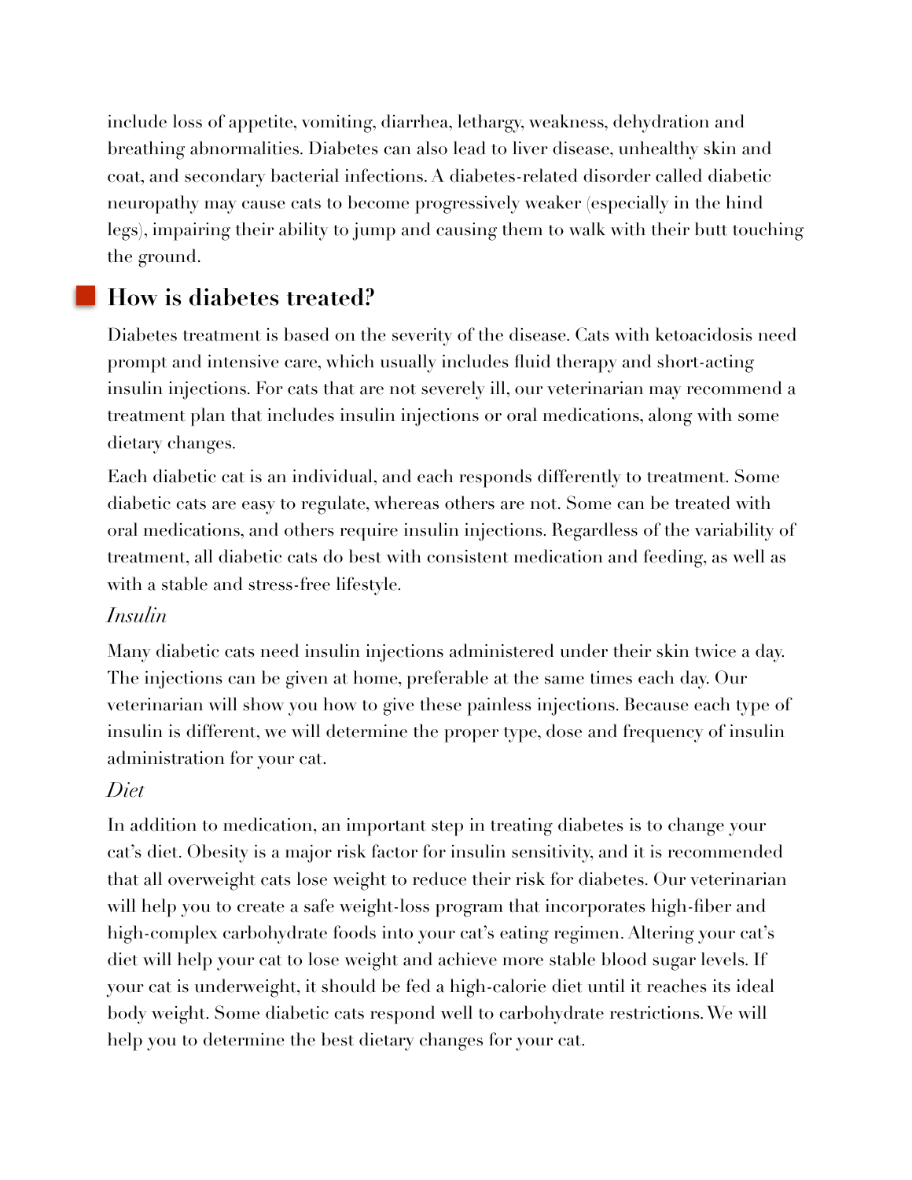include loss of appetite, vomiting, diarrhea, lethargy, weakness, dehydration and breathing abnormalities. Diabetes can also lead to liver disease, unhealthy skin and coat, and secondary bacterial infections. A diabetes-related disorder called diabetic neuropathy may cause cats to become progressively weaker (especially in the hind legs), impairing their ability to jump and causing them to walk with their butt touching the ground.

## How is diabetes treated?

Diabetes treatment is based on the severity of the disease. Cats with ketoacidosis need prompt and intensive care, which usually includes fluid therapy and short-acting insulin injections. For cats that are not severely ill, our veterinarian may recommend a treatment plan that includes insulin injections or oral medications, along with some dietary changes.

Each diabetic cat is an individual, and each responds differently to treatment. Some diabetic cats are easy to regulate, whereas others are not. Some can be treated with oral medications, and others require insulin injections. Regardless of the variability of treatment, all diabetic cats do best with consistent medication and feeding, as well as with a stable and stress-free lifestyle.

*Insulin*

Many diabetic cats need insulin injections administered under their skin twice a day. The injections can be given at home, preferable at the same times each day. Our veterinarian will show you how to give these painless injections. Because each type of insulin is different, we will determine the proper type, dose and frequency of insulin administration for your cat.

*Diet*

In addition to medication, an important step in treating diabetes is to change your cat's diet. Obesity is a major risk factor for insulin sensitivity, and it is recommended that all overweight cats lose weight to reduce their risk for diabetes. Our veterinarian will help you to create a safe weight-loss program that incorporates high-fiber and high-complex carbohydrate foods into your cat's eating regimen. Altering your cat's diet will help your cat to lose weight and achieve more stable blood sugar levels. If your cat is underweight, it should be fed a high-calorie diet until it reaches its ideal body weight. Some diabetic cats respond well to carbohydrate restrictions. We will help you to determine the best dietary changes for your cat.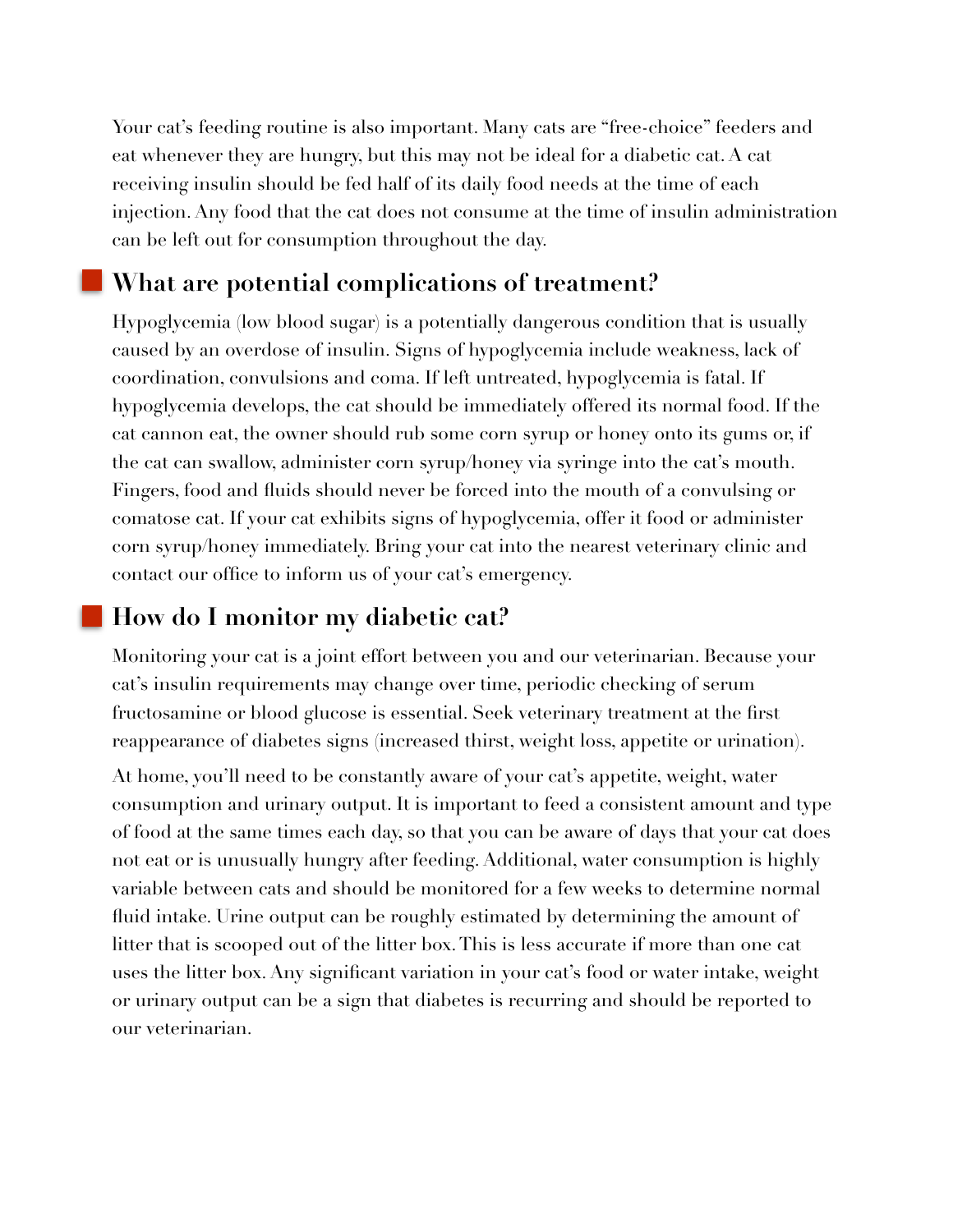Your cat's feeding routine is also important. Many cats are "free-choice" feeders and eat whenever they are hungry, but this may not be ideal for a diabetic cat. A cat receiving insulin should be fed half of its daily food needs at the time of each injection. Any food that the cat does not consume at the time of insulin administration can be left out for consumption throughout the day.

## What are potential complications of treatment?

Hypoglycemia (low blood sugar) is a potentially dangerous condition that is usually caused by an overdose of insulin. Signs of hypoglycemia include weakness, lack of coordination, convulsions and coma. If left untreated, hypoglycemia is fatal. If hypoglycemia develops, the cat should be immediately offered its normal food. If the cat cannon eat, the owner should rub some corn syrup or honey onto its gums or, if the cat can swallow, administer corn syrup/honey via syringe into the cat's mouth. Fingers, food and fluids should never be forced into the mouth of a convulsing or comatose cat. If your cat exhibits signs of hypoglycemia, offer it food or administer corn syrup/honey immediately. Bring your cat into the nearest veterinary clinic and contact our office to inform us of your cat's emergency.

## How do I monitor my diabetic cat?

Monitoring your cat is a joint effort between you and our veterinarian. Because your cat's insulin requirements may change over time, periodic checking of serum fructosamine or blood glucose is essential. Seek veterinary treatment at the first reappearance of diabetes signs (increased thirst, weight loss, appetite or urination).

At home, you'll need to be constantly aware of your cat's appetite, weight, water consumption and urinary output. It is important to feed a consistent amount and type of food at the same times each day, so that you can be aware of days that your cat does not eat or is unusually hungry after feeding. Additional, water consumption is highly variable between cats and should be monitored for a few weeks to determine normal fluid intake. Urine output can be roughly estimated by determining the amount of litter that is scooped out of the litter box. This is less accurate if more than one cat uses the litter box. Any significant variation in your cat's food or water intake, weight or urinary output can be a sign that diabetes is recurring and should be reported to our veterinarian.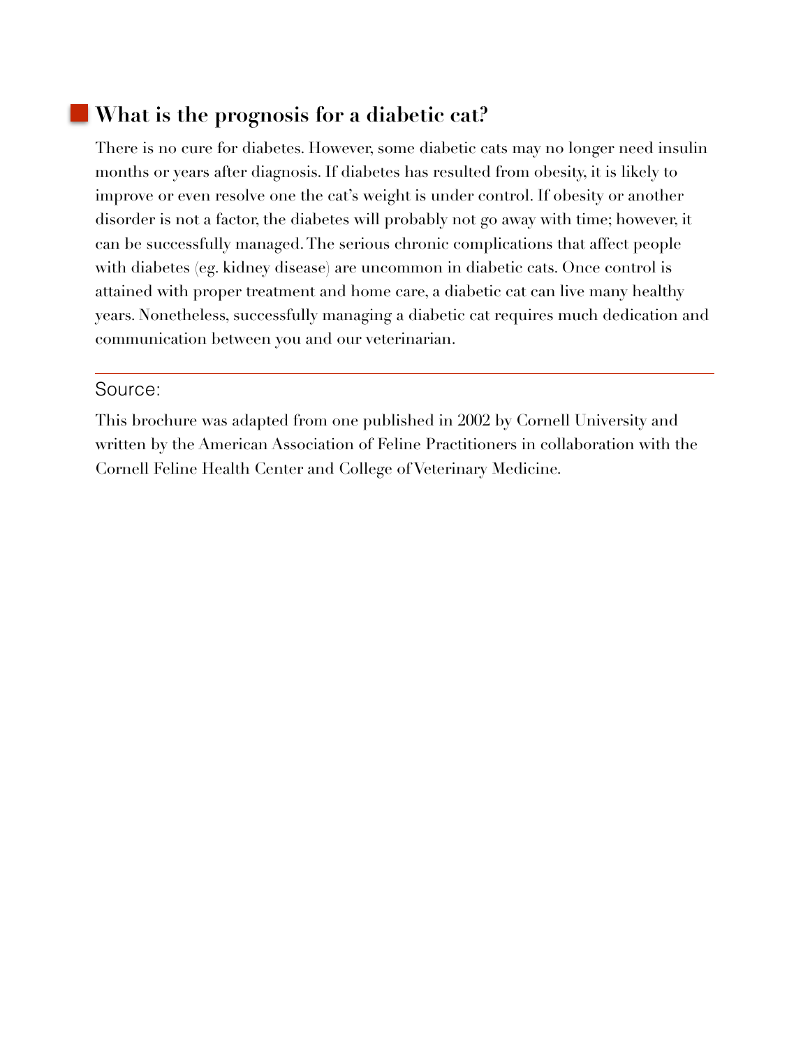## What is the prognosis for a diabetic cat?

There is no cure for diabetes. However, some diabetic cats may no longer need insulin months or years after diagnosis. If diabetes has resulted from obesity, it is likely to improve or even resolve one the cat's weight is under control. If obesity or another disorder is not a factor, the diabetes will probably not go away with time; however, it can be successfully managed. The serious chronic complications that affect people with diabetes (eg. kidney disease) are uncommon in diabetic cats. Once control is attained with proper treatment and home care, a diabetic cat can live many healthy years. Nonetheless, successfully managing a diabetic cat requires much dedication and communication between you and our veterinarian.

---

Source:

This brochure was adapted from one published in 2002 by Cornell University and written by the American Association of Feline Practitioners in collaboration with the Cornell Feline Health Center and College of Veterinary Medicine.